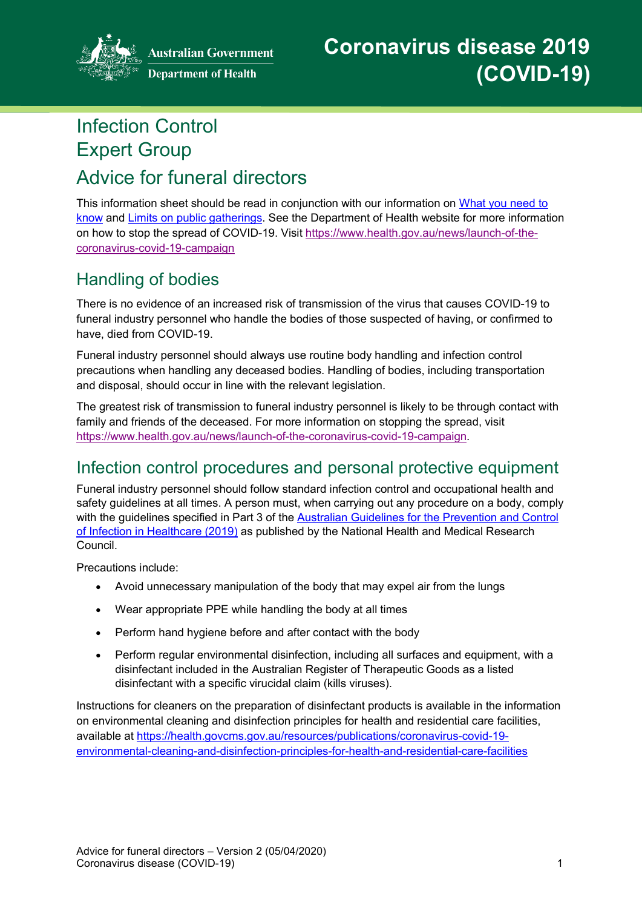Australian Government
Department of Health

# Coronavirus disease 2019 (COVID-19)

# Infection Control Expert Group

## Advice for funeral directors

This information sheet should be read in conjunction with our information on What you need to know and Limits on public gatherings. See the Department of Health website for more information on how to stop the spread of COVID-19. Visit https://www.health.gov.au/news/launch-of-the-coronavirus-covid-19-campaign

## Handling of bodies

There is no evidence of an increased risk of transmission of the virus that causes COVID-19 to funeral industry personnel who handle the bodies of those suspected of having, or confirmed to have, died from COVID-19.

Funeral industry personnel should always use routine body handling and infection control precautions when handling any deceased bodies. Handling of bodies, including transportation and disposal, should occur in line with the relevant legislation.

The greatest risk of transmission to funeral industry personnel is likely to be through contact with family and friends of the deceased. For more information on stopping the spread, visit https://www.health.gov.au/news/launch-of-the-coronavirus-covid-19-campaign.

## Infection control procedures and personal protective equipment

Funeral industry personnel should follow standard infection control and occupational health and safety guidelines at all times. A person must, when carrying out any procedure on a body, comply with the guidelines specified in Part 3 of the Australian Guidelines for the Prevention and Control of Infection in Healthcare (2019) as published by the National Health and Medical Research Council.

Precautions include:

- Avoid unnecessary manipulation of the body that may expel air from the lungs
- Wear appropriate PPE while handling the body at all times
- Perform hand hygiene before and after contact with the body
- Perform regular environmental disinfection, including all surfaces and equipment, with a disinfectant included in the Australian Register of Therapeutic Goods as a listed disinfectant with a specific virucidal claim (kills viruses).

Instructions for cleaners on the preparation of disinfectant products is available in the information on environmental cleaning and disinfection principles for health and residential care facilities, available at https://health.govcms.gov.au/resources/publications/coronavirus-covid-19-environmental-cleaning-and-disinfection-principles-for-health-and-residential-care-facilities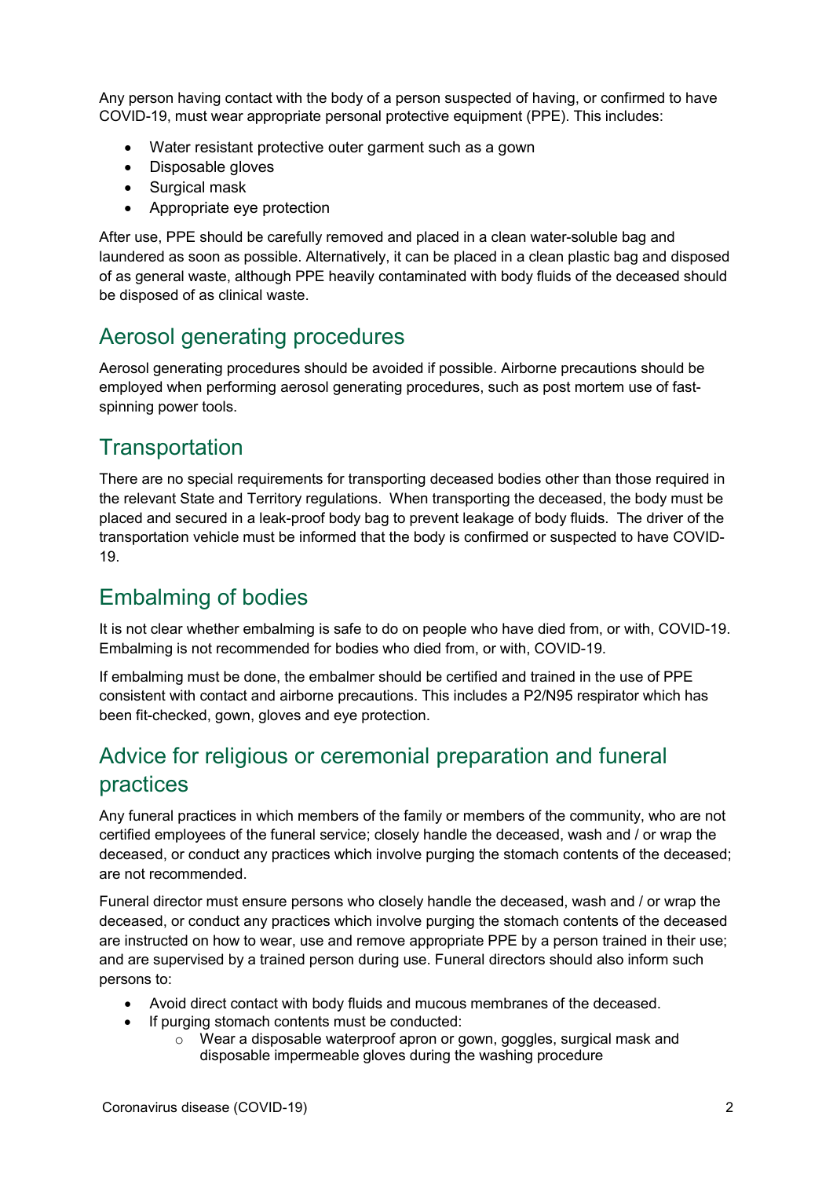Any person having contact with the body of a person suspected of having, or confirmed to have COVID-19, must wear appropriate personal protective equipment (PPE). This includes:

- Water resistant protective outer garment such as a gown
- Disposable gloves
- Surgical mask
- Appropriate eye protection

After use, PPE should be carefully removed and placed in a clean water-soluble bag and laundered as soon as possible. Alternatively, it can be placed in a clean plastic bag and disposed of as general waste, although PPE heavily contaminated with body fluids of the deceased should be disposed of as clinical waste.

## Aerosol generating procedures

Aerosol generating procedures should be avoided if possible. Airborne precautions should be employed when performing aerosol generating procedures, such as post mortem use of fast-spinning power tools.

## Transportation

There are no special requirements for transporting deceased bodies other than those required in the relevant State and Territory regulations. When transporting the deceased, the body must be placed and secured in a leak-proof body bag to prevent leakage of body fluids. The driver of the transportation vehicle must be informed that the body is confirmed or suspected to have COVID-19.

## Embalming of bodies

It is not clear whether embalming is safe to do on people who have died from, or with, COVID-19. Embalming is not recommended for bodies who died from, or with, COVID-19.

If embalming must be done, the embalmer should be certified and trained in the use of PPE consistent with contact and airborne precautions. This includes a P2/N95 respirator which has been fit-checked, gown, gloves and eye protection.

## Advice for religious or ceremonial preparation and funeral practices

Any funeral practices in which members of the family or members of the community, who are not certified employees of the funeral service; closely handle the deceased, wash and / or wrap the deceased, or conduct any practices which involve purging the stomach contents of the deceased; are not recommended.

Funeral director must ensure persons who closely handle the deceased, wash and / or wrap the deceased, or conduct any practices which involve purging the stomach contents of the deceased are instructed on how to wear, use and remove appropriate PPE by a person trained in their use; and are supervised by a trained person during use. Funeral directors should also inform such persons to:

- Avoid direct contact with body fluids and mucous membranes of the deceased.
- If purging stomach contents must be conducted:
  - Wear a disposable waterproof apron or gown, goggles, surgical mask and disposable impermeable gloves during the washing procedure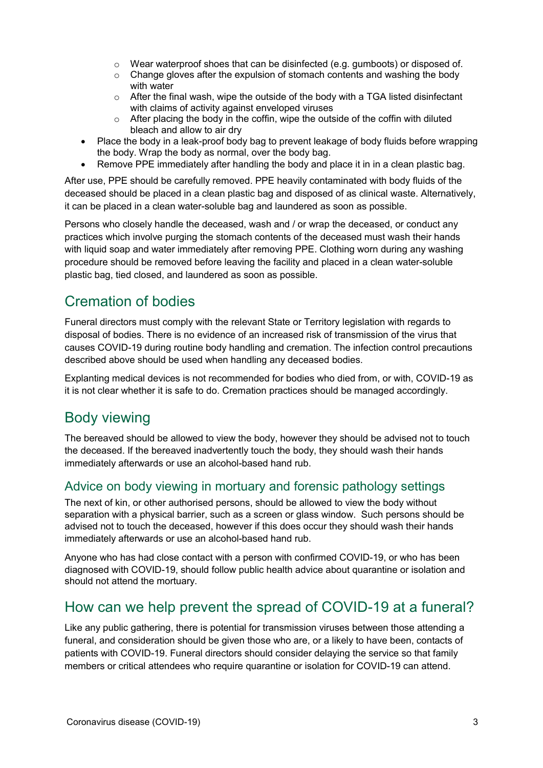- Wear waterproof shoes that can be disinfected (e.g. gumboots) or disposed of.
  - Change gloves after the expulsion of stomach contents and washing the body with water
  - After the final wash, wipe the outside of the body with a TGA listed disinfectant with claims of activity against enveloped viruses
  - After placing the body in the coffin, wipe the outside of the coffin with diluted bleach and allow to air dry
- Place the body in a leak-proof body bag to prevent leakage of body fluids before wrapping the body. Wrap the body as normal, over the body bag.
- Remove PPE immediately after handling the body and place it in in a clean plastic bag.

After use, PPE should be carefully removed. PPE heavily contaminated with body fluids of the deceased should be placed in a clean plastic bag and disposed of as clinical waste. Alternatively, it can be placed in a clean water-soluble bag and laundered as soon as possible.

Persons who closely handle the deceased, wash and / or wrap the deceased, or conduct any practices which involve purging the stomach contents of the deceased must wash their hands with liquid soap and water immediately after removing PPE. Clothing worn during any washing procedure should be removed before leaving the facility and placed in a clean water-soluble plastic bag, tied closed, and laundered as soon as possible.

## Cremation of bodies

Funeral directors must comply with the relevant State or Territory legislation with regards to disposal of bodies. There is no evidence of an increased risk of transmission of the virus that causes COVID-19 during routine body handling and cremation. The infection control precautions described above should be used when handling any deceased bodies.

Explanting medical devices is not recommended for bodies who died from, or with, COVID-19 as it is not clear whether it is safe to do. Cremation practices should be managed accordingly.

## Body viewing

The bereaved should be allowed to view the body, however they should be advised not to touch the deceased. If the bereaved inadvertently touch the body, they should wash their hands immediately afterwards or use an alcohol-based hand rub.

### Advice on body viewing in mortuary and forensic pathology settings

The next of kin, or other authorised persons, should be allowed to view the body without separation with a physical barrier, such as a screen or glass window. Such persons should be advised not to touch the deceased, however if this does occur they should wash their hands immediately afterwards or use an alcohol-based hand rub.

Anyone who has had close contact with a person with confirmed COVID-19, or who has been diagnosed with COVID-19, should follow public health advice about quarantine or isolation and should not attend the mortuary.

## How can we help prevent the spread of COVID-19 at a funeral?

Like any public gathering, there is potential for transmission viruses between those attending a funeral, and consideration should be given those who are, or a likely to have been, contacts of patients with COVID-19. Funeral directors should consider delaying the service so that family members or critical attendees who require quarantine or isolation for COVID-19 can attend.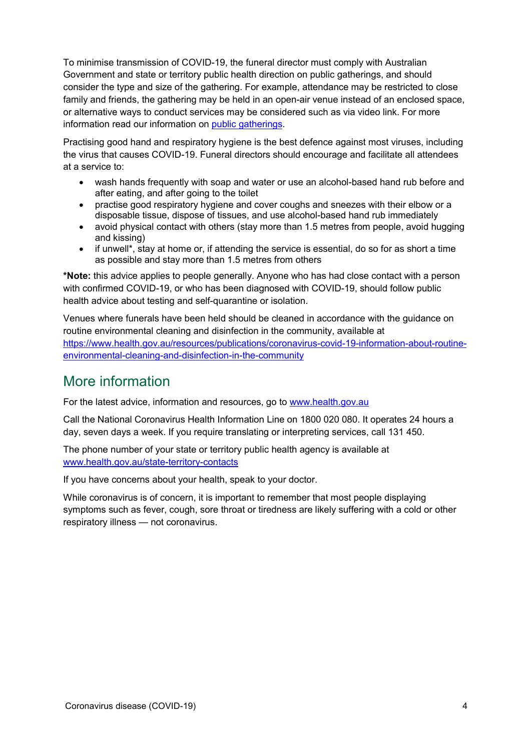To minimise transmission of COVID-19, the funeral director must comply with Australian Government and state or territory public health direction on public gatherings, and should consider the type and size of the gathering. For example, attendance may be restricted to close family and friends, the gathering may be held in an open-air venue instead of an enclosed space, or alternative ways to conduct services may be considered such as via video link. For more information read our information on [public gatherings](#).

Practising good hand and respiratory hygiene is the best defence against most viruses, including the virus that causes COVID-19. Funeral directors should encourage and facilitate all attendees at a service to:

- wash hands frequently with soap and water or use an alcohol-based hand rub before and after eating, and after going to the toilet
- practise good respiratory hygiene and cover coughs and sneezes with their elbow or a disposable tissue, dispose of tissues, and use alcohol-based hand rub immediately
- avoid physical contact with others (stay more than 1.5 metres from people, avoid hugging and kissing)
- if unwell*, stay at home or, if attending the service is essential, do so for as short a time as possible and stay more than 1.5 metres from others

***Note:** this advice applies to people generally. Anyone who has had close contact with a person with confirmed COVID-19, or who has been diagnosed with COVID-19, should follow public health advice about testing and self-quarantine or isolation.

Venues where funerals have been held should be cleaned in accordance with the guidance on routine environmental cleaning and disinfection in the community, available at [https://www.health.gov.au/resources/publications/coronavirus-covid-19-information-about-routine-environmental-cleaning-and-disinfection-in-the-community](https://www.health.gov.au/resources/publications/coronavirus-covid-19-information-about-routine-environmental-cleaning-and-disinfection-in-the-community)

## More information

For the latest advice, information and resources, go to [www.health.gov.au](http://www.health.gov.au)

Call the National Coronavirus Health Information Line on 1800 020 080. It operates 24 hours a day, seven days a week. If you require translating or interpreting services, call 131 450.

The phone number of your state or territory public health agency is available at [www.health.gov.au/state-territory-contacts](http://www.health.gov.au/state-territory-contacts)

If you have concerns about your health, speak to your doctor.

While coronavirus is of concern, it is important to remember that most people displaying symptoms such as fever, cough, sore throat or tiredness are likely suffering with a cold or other respiratory illness — not coronavirus.